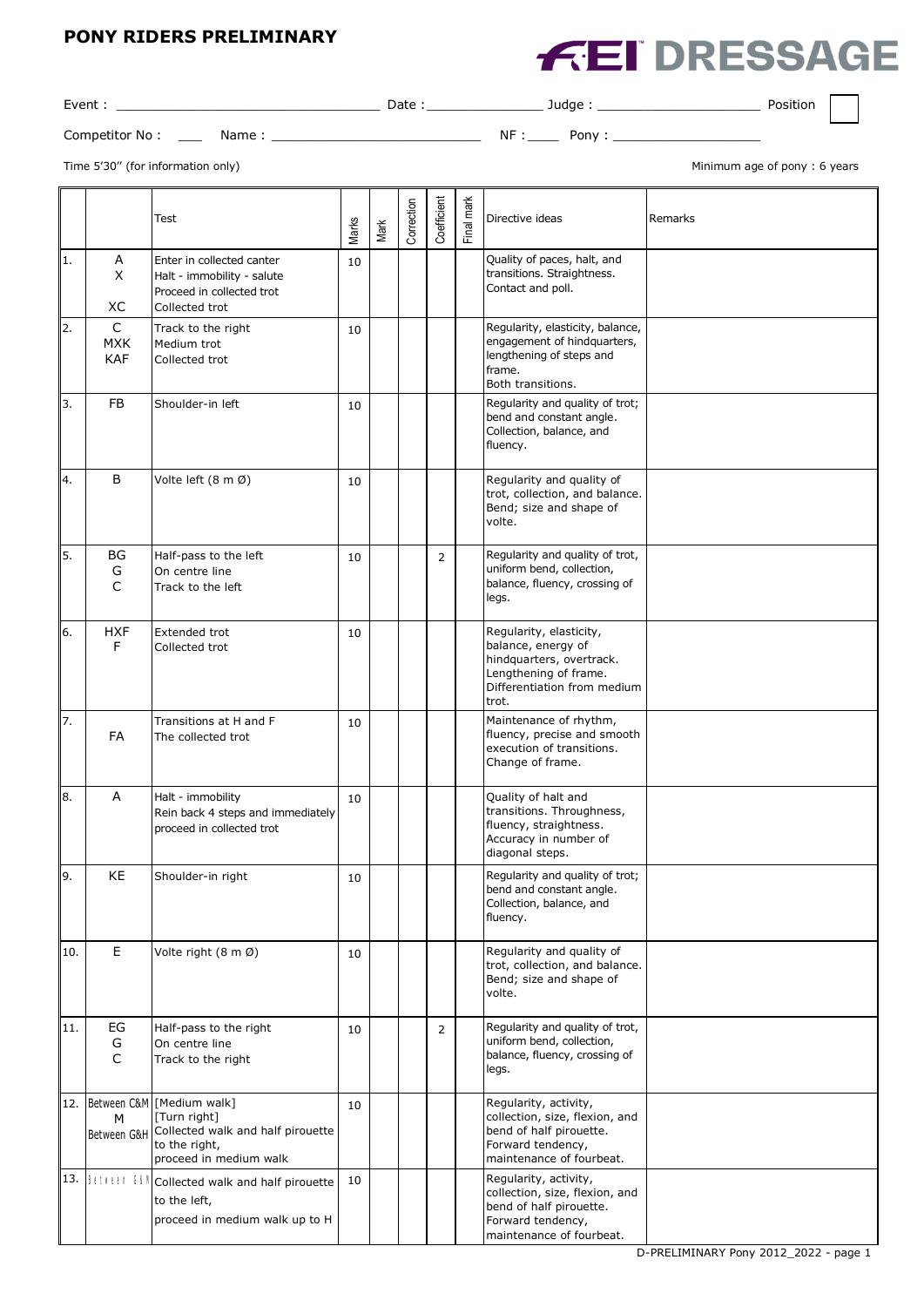# PONY RIDERS PRELIMINARY

FEI DRESSAGE

Event : ________________________________ Date : ______________ Judge : ____________________ Position

Competitor No : ___ Name : __________________________ NF : ____ Pony : __________________

Time 5'30'' (for information only)

Minimum age of pony : 6 years

| | | Test | Marks | Mark | Correction | Coefficient | Final mark | Directive ideas | Remarks |
|---|---|---|---|---|---|---|---|---|---|
| 1. | A<br>X<br><br>XC | Enter in collected canter<br>Halt - immobility - salute<br>Proceed in collected trot<br>Collected trot | 10 | | | | | Quality of paces, halt, and transitions. Straightness. Contact and poll. | |
| 2. | C<br>MXK<br>KAF | Track to the right<br>Medium trot<br>Collected trot | 10 | | | | | Regularity, elasticity, balance, engagement of hindquarters, lengthening of steps and frame.<br>Both transitions. | |
| 3. | FB | Shoulder-in left | 10 | | | | | Regularity and quality of trot; bend and constant angle. Collection, balance, and fluency. | |
| 4. | B | Volte left (8 m Ø) | 10 | | | | | Regularity and quality of trot, collection, and balance. Bend; size and shape of volte. | |
| 5. | BG<br>G<br>C | Half-pass to the left<br>On centre line<br>Track to the left | 10 | | | 2 | | Regularity and quality of trot, uniform bend, collection, balance, fluency, crossing of legs. | |
| 6. | HXF<br>F | Extended trot<br>Collected trot | 10 | | | | | Regularity, elasticity, balance, energy of hindquarters, overtrack. Lengthening of frame. Differentiation from medium trot. | |
| 7. | <br>FA | Transitions at H and F<br>The collected trot | 10 | | | | | Maintenance of rhythm, fluency, precise and smooth execution of transitions. Change of frame. | |
| 8. | A | Halt - immobility<br>Rein back 4 steps and immediately proceed in collected trot | 10 | | | | | Quality of halt and transitions. Throughness, fluency, straightness. Accuracy in number of diagonal steps. | |
| 9. | KE | Shoulder-in right | 10 | | | | | Regularity and quality of trot; bend and constant angle. Collection, balance, and fluency. | |
| 10. | E | Volte right (8 m Ø) | 10 | | | | | Regularity and quality of trot, collection, and balance. Bend; size and shape of volte. | |
| 11. | EG<br>G<br>C | Half-pass to the right<br>On centre line<br>Track to the right | 10 | | | 2 | | Regularity and quality of trot, uniform bend, collection, balance, fluency, crossing of legs. | |
| 12. | Between C&M<br>M<br>Between G&H | [Medium walk]<br>[Turn right]<br>Collected walk and half pirouette to the right,<br>proceed in medium walk | 10 | | | | | Regularity, activity, collection, size, flexion, and bend of half pirouette. Forward tendency, maintenance of fourbeat. | |
| 13. | Between G&M | Collected walk and half pirouette to the left,<br>proceed in medium walk up to H | 10 | | | | | Regularity, activity, collection, size, flexion, and bend of half pirouette. Forward tendency, maintenance of fourbeat. | |

D-PRELIMINARY Pony 2012_2022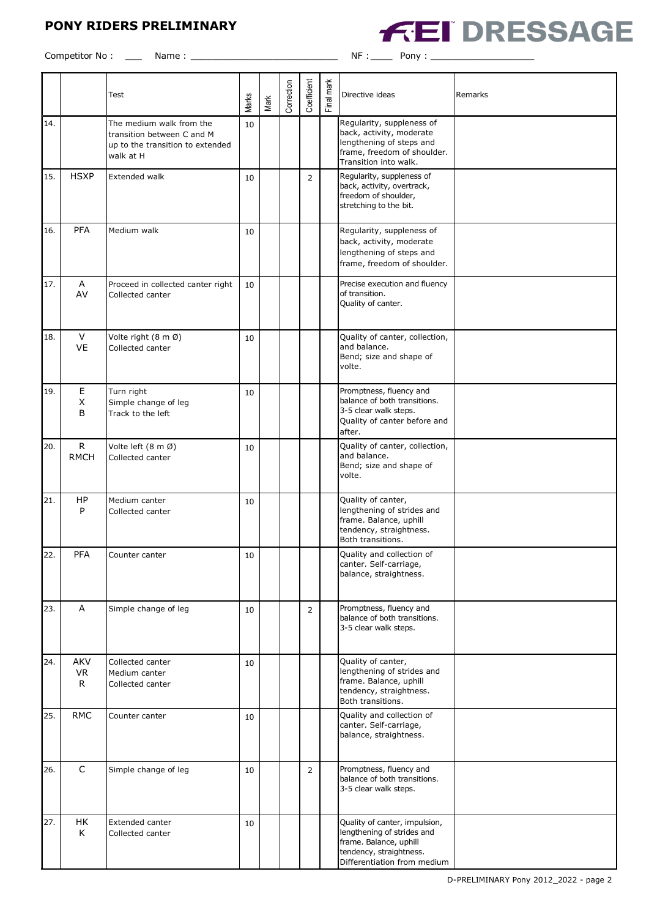# PONY RIDERS PRELIMINARY

FEI DRESSAGE

Competitor No : ___ Name : ___________________________ NF : _____ Pony : ___________________

| | | Test | Marks | Mark | Correction | Coefficient | Final mark | Directive ideas | Remarks |
|---|---|---|---|---|---|---|---|---|---|
| 14. | | The medium walk from the transition between C and M up to the transition to extended walk at H | 10 | | | | | Regularity, suppleness of back, activity, moderate lengthening of steps and frame, freedom of shoulder. Transition into walk. | |
| 15. | HSXP | Extended walk | 10 | | | 2 | | Regularity, suppleness of back, activity, overtrack, freedom of shoulder, stretching to the bit. | |
| 16. | PFA | Medium walk | 10 | | | | | Regularity, suppleness of back, activity, moderate lengthening of steps and frame, freedom of shoulder. | |
| 17. | A<br>AV | Proceed in collected canter right<br>Collected canter | 10 | | | | | Precise execution and fluency of transition.<br>Quality of canter. | |
| 18. | V<br>VE | Volte right (8 m Ø)<br>Collected canter | 10 | | | | | Quality of canter, collection, and balance.<br>Bend; size and shape of volte. | |
| 19. | E<br>X<br>B | Turn right<br>Simple change of leg<br>Track to the left | 10 | | | | | Promptness, fluency and balance of both transitions.<br>3-5 clear walk steps.<br>Quality of canter before and after. | |
| 20. | R<br>RMCH | Volte left (8 m Ø)<br>Collected canter | 10 | | | | | Quality of canter, collection, and balance.<br>Bend; size and shape of volte. | |
| 21. | HP<br>P | Medium canter<br>Collected canter | 10 | | | | | Quality of canter, lengthening of strides and frame. Balance, uphill tendency, straightness.<br>Both transitions. | |
| 22. | PFA | Counter canter | 10 | | | | | Quality and collection of canter. Self-carriage, balance, straightness. | |
| 23. | A | Simple change of leg | 10 | | | 2 | | Promptness, fluency and balance of both transitions.<br>3-5 clear walk steps. | |
| 24. | AKV<br>VR<br>R | Collected canter<br>Medium canter<br>Collected canter | 10 | | | | | Quality of canter, lengthening of strides and frame. Balance, uphill tendency, straightness.<br>Both transitions. | |
| 25. | RMC | Counter canter | 10 | | | | | Quality and collection of canter. Self-carriage, balance, straightness. | |
| 26. | C | Simple change of leg | 10 | | | 2 | | Promptness, fluency and balance of both transitions.<br>3-5 clear walk steps. | |
| 27. | HK<br>K | Extended canter<br>Collected canter | 10 | | | | | Quality of canter, impulsion, lengthening of strides and frame. Balance, uphill tendency, straightness.<br>Differentiation from medium | |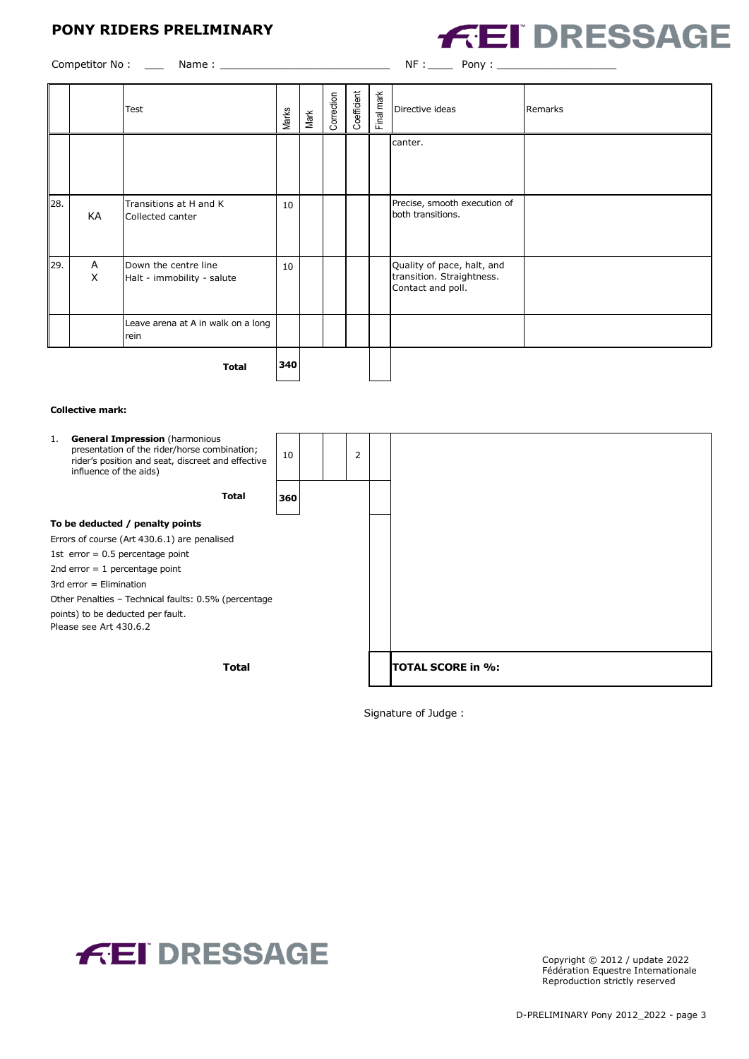## PONY RIDERS PRELIMINARY

**FEI DRESSAGE**

Competitor No : ___ Name : ___________________________ NF : ____ Pony : ____________________

| | | Test | Marks | Mark | Correction | Coefficient | Final mark | Directive ideas | Remarks |
|---|---|---|---|---|---|---|---|---|---|
| | | | | | | | | canter. | |
| 28. | KA | Transitions at H and K<br>Collected canter | 10 | | | | | Precise, smooth execution of both transitions. | |
| 29. | A<br>X | Down the centre line<br>Halt - immobility - salute | 10 | | | | | Quality of pace, halt, and transition. Straightness. Contact and poll. | |
| | | Leave arena at A in walk on a long rein | | | | | | | |
| | | **Total** | **340** | | | | | | |

**Collective mark:**

| | Marks | Mark | Correction | Coefficient | Final mark | Remarks |
|---|---|---|---|---|---|---|
| 1. **General Impression** (harmonious presentation of the rider/horse combination; rider's position and seat, discreet and effective influence of the aids) | 10 | | | 2 | | |
| **Total** | **360** | | | | | |

**To be deducted / penalty points**

Errors of course (Art 430.6.1) are penalised

1st error = 0.5 percentage point

2nd error = 1 percentage point

3rd error = Elimination

Other Penalties – Technical faults: 0.5% (percentage points) to be deducted per fault.
Please see Art 430.6.2

**Total** | **TOTAL SCORE in %:**

Signature of Judge :

**FEI DRESSAGE**

Copyright © 2012 / update 2022
Fédération Equestre Internationale
Reproduction strictly reserved